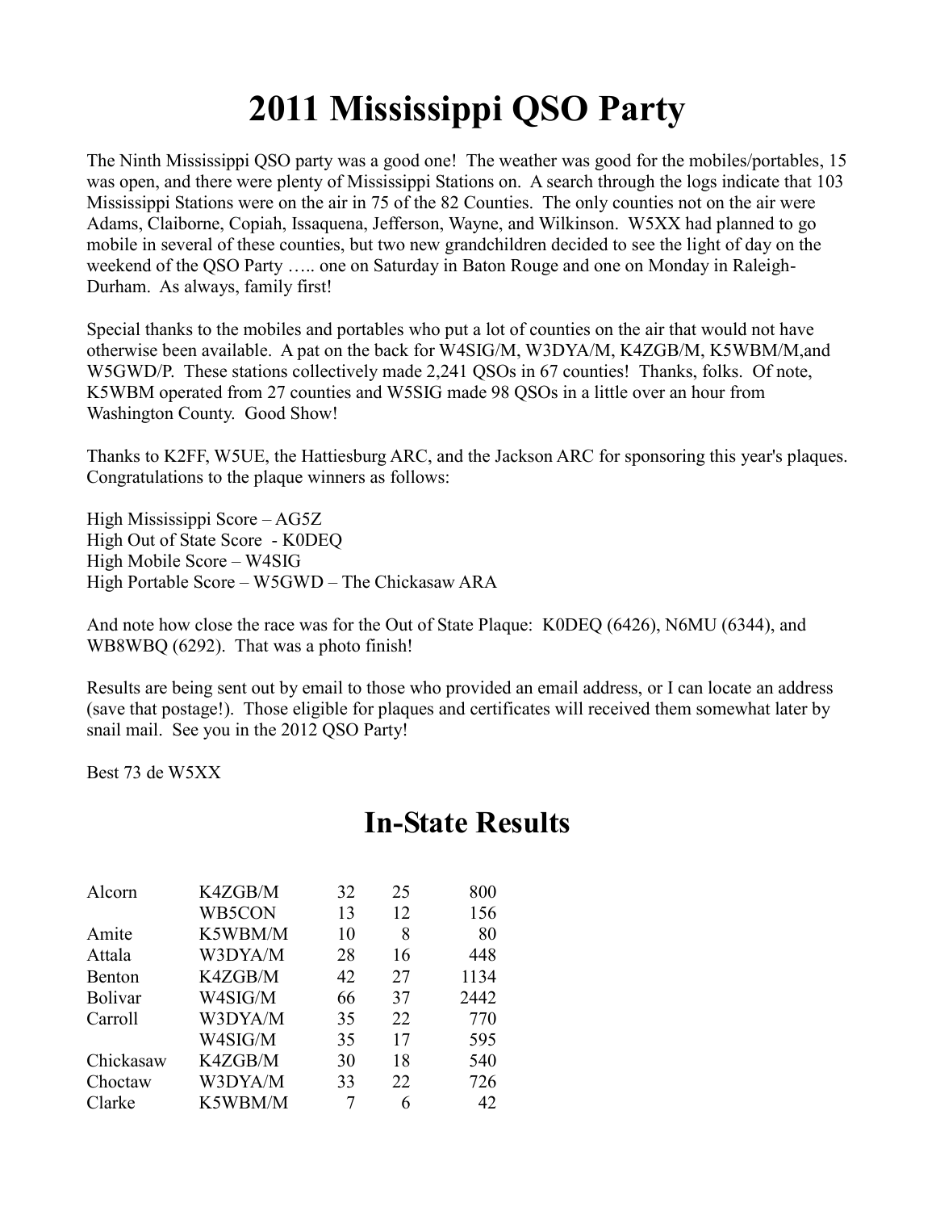# 2011 Mississippi QSO Party

The Ninth Mississippi QSO party was a good one! The weather was good for the mobiles/portables, 15 was open, and there were plenty of Mississippi Stations on. A search through the logs indicate that 103 Mississippi Stations were on the air in 75 of the 82 Counties. The only counties not on the air were Adams, Claiborne, Copiah, Issaquena, Jefferson, Wayne, and Wilkinson. W5XX had planned to go mobile in several of these counties, but two new grandchildren decided to see the light of day on the weekend of the QSO Party ….. one on Saturday in Baton Rouge and one on Monday in Raleigh-Durham. As always, family first!

Special thanks to the mobiles and portables who put a lot of counties on the air that would not have otherwise been available. A pat on the back for W4SIG/M, W3DYA/M, K4ZGB/M, K5WBM/M,and W5GWD/P. These stations collectively made 2,241 QSOs in 67 counties! Thanks, folks. Of note, K5WBM operated from 27 counties and W5SIG made 98 QSOs in a little over an hour from Washington County. Good Show!

Thanks to K2FF, W5UE, the Hattiesburg ARC, and the Jackson ARC for sponsoring this year's plaques. Congratulations to the plaque winners as follows:

High Mississippi Score – AG5Z
High Out of State Score - K0DEQ
High Mobile Score – W4SIG
High Portable Score – W5GWD – The Chickasaw ARA

And note how close the race was for the Out of State Plaque: K0DEQ (6426), N6MU (6344), and WB8WBQ (6292). That was a photo finish!

Results are being sent out by email to those who provided an email address, or I can locate an address (save that postage!). Those eligible for plaques and certificates will received them somewhat later by snail mail. See you in the 2012 QSO Party!

Best 73 de W5XX

## In-State Results

| | | | | |
|---|---|---|---|---|
| Alcorn | K4ZGB/M | 32 | 25 | 800 |
| | WB5CON | 13 | 12 | 156 |
| Amite | K5WBM/M | 10 | 8 | 80 |
| Attala | W3DYA/M | 28 | 16 | 448 |
| Benton | K4ZGB/M | 42 | 27 | 1134 |
| Bolivar | W4SIG/M | 66 | 37 | 2442 |
| Carroll | W3DYA/M | 35 | 22 | 770 |
| | W4SIG/M | 35 | 17 | 595 |
| Chickasaw | K4ZGB/M | 30 | 18 | 540 |
| Choctaw | W3DYA/M | 33 | 22 | 726 |
| Clarke | K5WBM/M | 7 | 6 | 42 |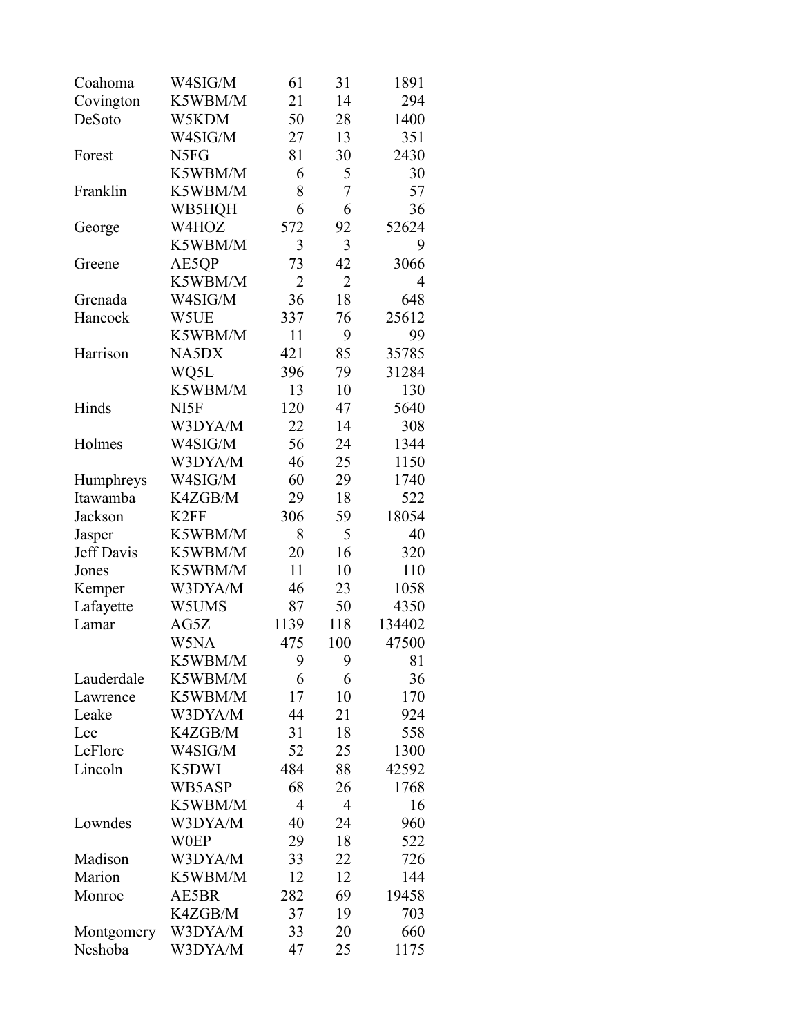| | | | | |
|---|---|---|---|---|
| Coahoma | W4SIG/M | 61 | 31 | 1891 |
| Covington | K5WBM/M | 21 | 14 | 294 |
| DeSoto | W5KDM | 50 | 28 | 1400 |
| | W4SIG/M | 27 | 13 | 351 |
| Forest | N5FG | 81 | 30 | 2430 |
| | K5WBM/M | 6 | 5 | 30 |
| Franklin | K5WBM/M | 8 | 7 | 57 |
| | WB5HQH | 6 | 6 | 36 |
| George | W4HOZ | 572 | 92 | 52624 |
| | K5WBM/M | 3 | 3 | 9 |
| Greene | AE5QP | 73 | 42 | 3066 |
| | K5WBM/M | 2 | 2 | 4 |
| Grenada | W4SIG/M | 36 | 18 | 648 |
| Hancock | W5UE | 337 | 76 | 25612 |
| | K5WBM/M | 11 | 9 | 99 |
| Harrison | NA5DX | 421 | 85 | 35785 |
| | WQ5L | 396 | 79 | 31284 |
| | K5WBM/M | 13 | 10 | 130 |
| Hinds | NI5F | 120 | 47 | 5640 |
| | W3DYA/M | 22 | 14 | 308 |
| Holmes | W4SIG/M | 56 | 24 | 1344 |
| | W3DYA/M | 46 | 25 | 1150 |
| Humphreys | W4SIG/M | 60 | 29 | 1740 |
| Itawamba | K4ZGB/M | 29 | 18 | 522 |
| Jackson | K2FF | 306 | 59 | 18054 |
| Jasper | K5WBM/M | 8 | 5 | 40 |
| Jeff Davis | K5WBM/M | 20 | 16 | 320 |
| Jones | K5WBM/M | 11 | 10 | 110 |
| Kemper | W3DYA/M | 46 | 23 | 1058 |
| Lafayette | W5UMS | 87 | 50 | 4350 |
| Lamar | AG5Z | 1139 | 118 | 134402 |
| | W5NA | 475 | 100 | 47500 |
| | K5WBM/M | 9 | 9 | 81 |
| Lauderdale | K5WBM/M | 6 | 6 | 36 |
| Lawrence | K5WBM/M | 17 | 10 | 170 |
| Leake | W3DYA/M | 44 | 21 | 924 |
| Lee | K4ZGB/M | 31 | 18 | 558 |
| LeFlore | W4SIG/M | 52 | 25 | 1300 |
| Lincoln | K5DWI | 484 | 88 | 42592 |
| | WB5ASP | 68 | 26 | 1768 |
| | K5WBM/M | 4 | 4 | 16 |
| Lowndes | W3DYA/M | 40 | 24 | 960 |
| | W0EP | 29 | 18 | 522 |
| Madison | W3DYA/M | 33 | 22 | 726 |
| Marion | K5WBM/M | 12 | 12 | 144 |
| Monroe | AE5BR | 282 | 69 | 19458 |
| | K4ZGB/M | 37 | 19 | 703 |
| Montgomery | W3DYA/M | 33 | 20 | 660 |
| Neshoba | W3DYA/M | 47 | 25 | 1175 |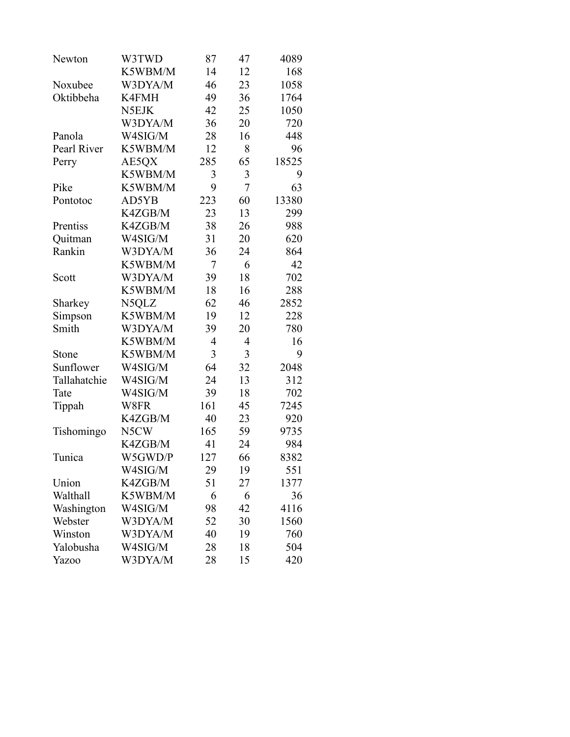| | | | | |
|---|---|---|---|---|
| Newton | W3TWD | 87 | 47 | 4089 |
| | K5WBM/M | 14 | 12 | 168 |
| Noxubee | W3DYA/M | 46 | 23 | 1058 |
| Oktibbeha | K4FMH | 49 | 36 | 1764 |
| | N5EJK | 42 | 25 | 1050 |
| | W3DYA/M | 36 | 20 | 720 |
| Panola | W4SIG/M | 28 | 16 | 448 |
| Pearl River | K5WBM/M | 12 | 8 | 96 |
| Perry | AE5QX | 285 | 65 | 18525 |
| | K5WBM/M | 3 | 3 | 9 |
| Pike | K5WBM/M | 9 | 7 | 63 |
| Pontotoc | AD5YB | 223 | 60 | 13380 |
| | K4ZGB/M | 23 | 13 | 299 |
| Prentiss | K4ZGB/M | 38 | 26 | 988 |
| Quitman | W4SIG/M | 31 | 20 | 620 |
| Rankin | W3DYA/M | 36 | 24 | 864 |
| | K5WBM/M | 7 | 6 | 42 |
| Scott | W3DYA/M | 39 | 18 | 702 |
| | K5WBM/M | 18 | 16 | 288 |
| Sharkey | N5QLZ | 62 | 46 | 2852 |
| Simpson | K5WBM/M | 19 | 12 | 228 |
| Smith | W3DYA/M | 39 | 20 | 780 |
| | K5WBM/M | 4 | 4 | 16 |
| Stone | K5WBM/M | 3 | 3 | 9 |
| Sunflower | W4SIG/M | 64 | 32 | 2048 |
| Tallahatchie | W4SIG/M | 24 | 13 | 312 |
| Tate | W4SIG/M | 39 | 18 | 702 |
| Tippah | W8FR | 161 | 45 | 7245 |
| | K4ZGB/M | 40 | 23 | 920 |
| Tishomingo | N5CW | 165 | 59 | 9735 |
| | K4ZGB/M | 41 | 24 | 984 |
| Tunica | W5GWD/P | 127 | 66 | 8382 |
| | W4SIG/M | 29 | 19 | 551 |
| Union | K4ZGB/M | 51 | 27 | 1377 |
| Walthall | K5WBM/M | 6 | 6 | 36 |
| Washington | W4SIG/M | 98 | 42 | 4116 |
| Webster | W3DYA/M | 52 | 30 | 1560 |
| Winston | W3DYA/M | 40 | 19 | 760 |
| Yalobusha | W4SIG/M | 28 | 18 | 504 |
| Yazoo | W3DYA/M | 28 | 15 | 420 |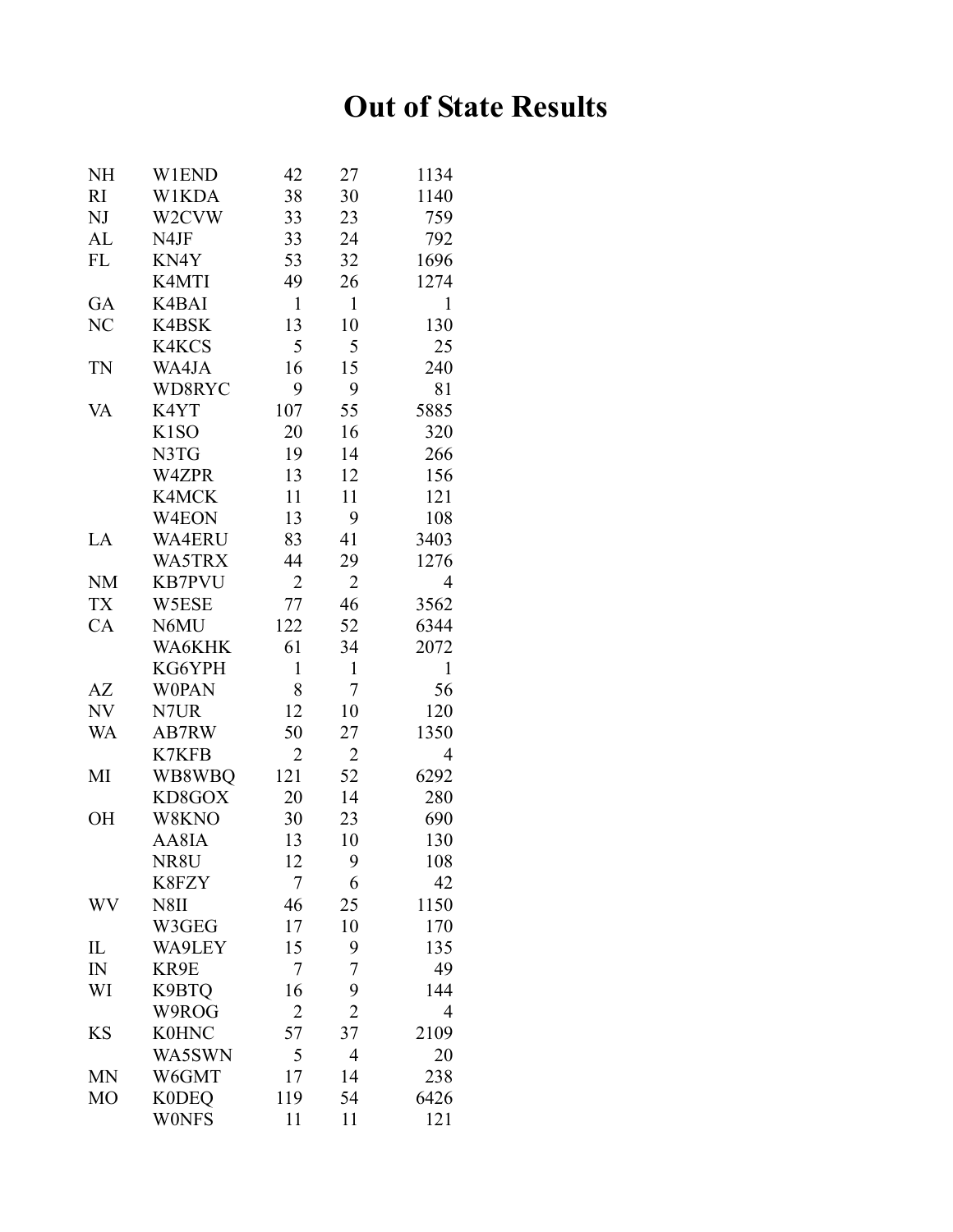# Out of State Results

| | | | | |
|---|---|---|---|---|
| NH | W1END | 42 | 27 | 1134 |
| RI | W1KDA | 38 | 30 | 1140 |
| NJ | W2CVW | 33 | 23 | 759 |
| AL | N4JF | 33 | 24 | 792 |
| FL | KN4Y | 53 | 32 | 1696 |
| | K4MTI | 49 | 26 | 1274 |
| GA | K4BAI | 1 | 1 | 1 |
| NC | K4BSK | 13 | 10 | 130 |
| | K4KCS | 5 | 5 | 25 |
| TN | WA4JA | 16 | 15 | 240 |
| | WD8RYC | 9 | 9 | 81 |
| VA | K4YT | 107 | 55 | 5885 |
| | K1SO | 20 | 16 | 320 |
| | N3TG | 19 | 14 | 266 |
| | W4ZPR | 13 | 12 | 156 |
| | K4MCK | 11 | 11 | 121 |
| | W4EON | 13 | 9 | 108 |
| LA | WA4ERU | 83 | 41 | 3403 |
| | WA5TRX | 44 | 29 | 1276 |
| NM | KB7PVU | 2 | 2 | 4 |
| TX | W5ESE | 77 | 46 | 3562 |
| CA | N6MU | 122 | 52 | 6344 |
| | WA6KHK | 61 | 34 | 2072 |
| | KG6YPH | 1 | 1 | 1 |
| AZ | W0PAN | 8 | 7 | 56 |
| NV | N7UR | 12 | 10 | 120 |
| WA | AB7RW | 50 | 27 | 1350 |
| | K7KFB | 2 | 2 | 4 |
| MI | WB8WBQ | 121 | 52 | 6292 |
| | KD8GOX | 20 | 14 | 280 |
| OH | W8KNO | 30 | 23 | 690 |
| | AA8IA | 13 | 10 | 130 |
| | NR8U | 12 | 9 | 108 |
| | K8FZY | 7 | 6 | 42 |
| WV | N8II | 46 | 25 | 1150 |
| | W3GEG | 17 | 10 | 170 |
| IL | WA9LEY | 15 | 9 | 135 |
| IN | KR9E | 7 | 7 | 49 |
| WI | K9BTQ | 16 | 9 | 144 |
| | W9ROG | 2 | 2 | 4 |
| KS | K0HNC | 57 | 37 | 2109 |
| | WA5SWN | 5 | 4 | 20 |
| MN | W6GMT | 17 | 14 | 238 |
| MO | K0DEQ | 119 | 54 | 6426 |
| | W0NFS | 11 | 11 | 121 |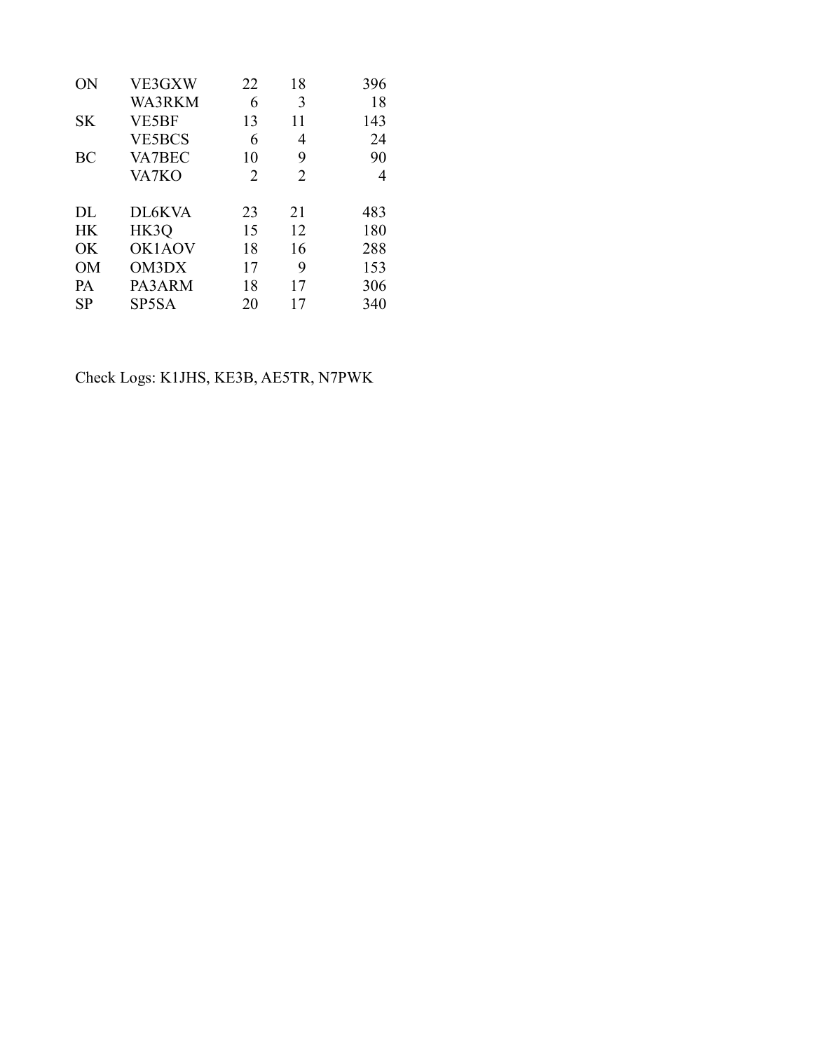| | | | | |
|---|---|---|---|---|
| ON | VE3GXW | 22 | 18 | 396 |
| | WA3RKM | 6 | 3 | 18 |
| SK | VE5BF | 13 | 11 | 143 |
| | VE5BCS | 6 | 4 | 24 |
| BC | VA7BEC | 10 | 9 | 90 |
| | VA7KO | 2 | 2 | 4 |
| | | | | |
| DL | DL6KVA | 23 | 21 | 483 |
| HK | HK3Q | 15 | 12 | 180 |
| OK | OK1AOV | 18 | 16 | 288 |
| OM | OM3DX | 17 | 9 | 153 |
| PA | PA3ARM | 18 | 17 | 306 |
| SP | SP5SA | 20 | 17 | 340 |

Check Logs: K1JHS, KE3B, AE5TR, N7PWK